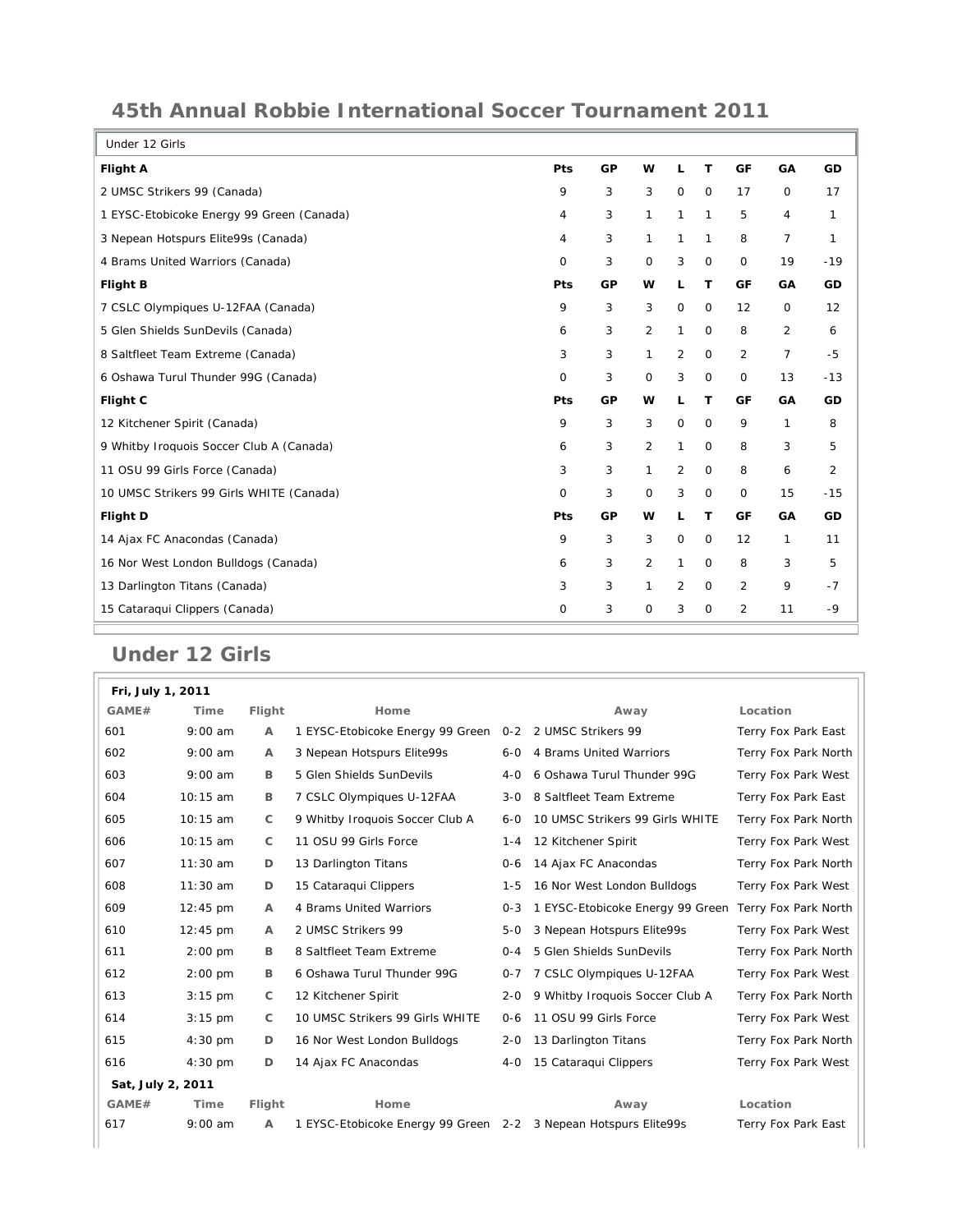## 45th Annual Robbie International Soccer Tournament 2011

| Under 12 Girls | | | | | | | | |
|---|---|---|---|---|---|---|---|---|
| **Flight A** | **Pts** | **GP** | **W** | **L** | **T** | **GF** | **GA** | **GD** |
| 2 UMSC Strikers 99 (Canada) | 9 | 3 | 3 | 0 | 0 | 17 | 0 | 17 |
| 1 EYSC-Etobicoke Energy 99 Green (Canada) | 4 | 3 | 1 | 1 | 1 | 5 | 4 | 1 |
| 3 Nepean Hotspurs Elite99s (Canada) | 4 | 3 | 1 | 1 | 1 | 8 | 7 | 1 |
| 4 Brams United Warriors (Canada) | 0 | 3 | 0 | 3 | 0 | 0 | 19 | -19 |
| **Flight B** | **Pts** | **GP** | **W** | **L** | **T** | **GF** | **GA** | **GD** |
| 7 CSLC Olympiques U-12FAA (Canada) | 9 | 3 | 3 | 0 | 0 | 12 | 0 | 12 |
| 5 Glen Shields SunDevils (Canada) | 6 | 3 | 2 | 1 | 0 | 8 | 2 | 6 |
| 8 Saltfleet Team Extreme (Canada) | 3 | 3 | 1 | 2 | 0 | 2 | 7 | -5 |
| 6 Oshawa Turul Thunder 99G (Canada) | 0 | 3 | 0 | 3 | 0 | 0 | 13 | -13 |
| **Flight C** | **Pts** | **GP** | **W** | **L** | **T** | **GF** | **GA** | **GD** |
| 12 Kitchener Spirit (Canada) | 9 | 3 | 3 | 0 | 0 | 9 | 1 | 8 |
| 9 Whitby Iroquois Soccer Club A (Canada) | 6 | 3 | 2 | 1 | 0 | 8 | 3 | 5 |
| 11 OSU 99 Girls Force (Canada) | 3 | 3 | 1 | 2 | 0 | 8 | 6 | 2 |
| 10 UMSC Strikers 99 Girls WHITE (Canada) | 0 | 3 | 0 | 3 | 0 | 0 | 15 | -15 |
| **Flight D** | **Pts** | **GP** | **W** | **L** | **T** | **GF** | **GA** | **GD** |
| 14 Ajax FC Anacondas (Canada) | 9 | 3 | 3 | 0 | 0 | 12 | 1 | 11 |
| 16 Nor West London Bulldogs (Canada) | 6 | 3 | 2 | 1 | 0 | 8 | 3 | 5 |
| 13 Darlington Titans (Canada) | 3 | 3 | 1 | 2 | 0 | 2 | 9 | -7 |
| 15 Cataraqui Clippers (Canada) | 0 | 3 | 0 | 3 | 0 | 2 | 11 | -9 |

## Under 12 Girls

| GAME# | Time | Flight | Home | | Away | Location |
|---|---|---|---|---|---|---|
| **Fri, July 1, 2011** | | | | | | |
| 601 | 9:00 am | A | 1 EYSC-Etobicoke Energy 99 Green | 0-2 | 2 UMSC Strikers 99 | Terry Fox Park East |
| 602 | 9:00 am | A | 3 Nepean Hotspurs Elite99s | 6-0 | 4 Brams United Warriors | Terry Fox Park North |
| 603 | 9:00 am | B | 5 Glen Shields SunDevils | 4-0 | 6 Oshawa Turul Thunder 99G | Terry Fox Park West |
| 604 | 10:15 am | B | 7 CSLC Olympiques U-12FAA | 3-0 | 8 Saltfleet Team Extreme | Terry Fox Park East |
| 605 | 10:15 am | C | 9 Whitby Iroquois Soccer Club A | 6-0 | 10 UMSC Strikers 99 Girls WHITE | Terry Fox Park North |
| 606 | 10:15 am | C | 11 OSU 99 Girls Force | 1-4 | 12 Kitchener Spirit | Terry Fox Park West |
| 607 | 11:30 am | D | 13 Darlington Titans | 0-6 | 14 Ajax FC Anacondas | Terry Fox Park North |
| 608 | 11:30 am | D | 15 Cataraqui Clippers | 1-5 | 16 Nor West London Bulldogs | Terry Fox Park West |
| 609 | 12:45 pm | A | 4 Brams United Warriors | 0-3 | 1 EYSC-Etobicoke Energy 99 Green | Terry Fox Park North |
| 610 | 12:45 pm | A | 2 UMSC Strikers 99 | 5-0 | 3 Nepean Hotspurs Elite99s | Terry Fox Park West |
| 611 | 2:00 pm | B | 8 Saltfleet Team Extreme | 0-4 | 5 Glen Shields SunDevils | Terry Fox Park North |
| 612 | 2:00 pm | B | 6 Oshawa Turul Thunder 99G | 0-7 | 7 CSLC Olympiques U-12FAA | Terry Fox Park West |
| 613 | 3:15 pm | C | 12 Kitchener Spirit | 2-0 | 9 Whitby Iroquois Soccer Club A | Terry Fox Park North |
| 614 | 3:15 pm | C | 10 UMSC Strikers 99 Girls WHITE | 0-6 | 11 OSU 99 Girls Force | Terry Fox Park West |
| 615 | 4:30 pm | D | 16 Nor West London Bulldogs | 2-0 | 13 Darlington Titans | Terry Fox Park North |
| 616 | 4:30 pm | D | 14 Ajax FC Anacondas | 4-0 | 15 Cataraqui Clippers | Terry Fox Park West |
| **Sat, July 2, 2011** | | | | | | |
| **GAME#** | **Time** | **Flight** | **Home** | | **Away** | **Location** |
| 617 | 9:00 am | A | 1 EYSC-Etobicoke Energy 99 Green | 2-2 | 3 Nepean Hotspurs Elite99s | Terry Fox Park East |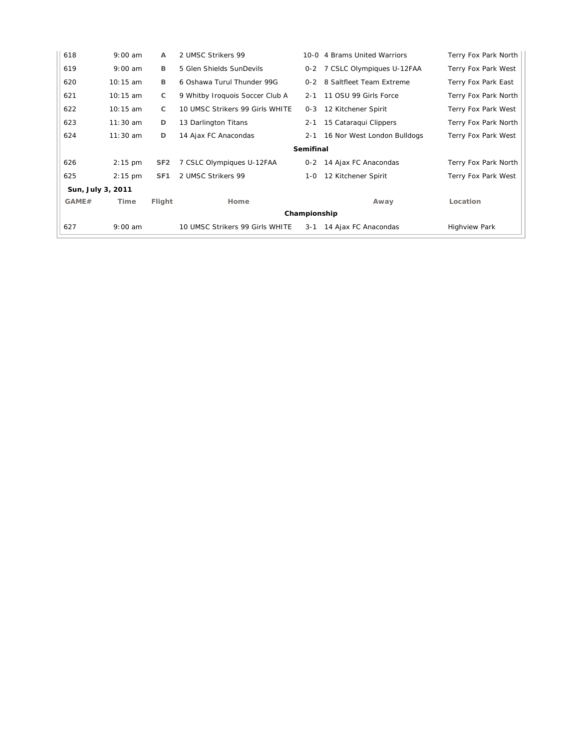| | | | | | | |
|---|---|---|---|---|---|---|
| 618 | 9:00 am | A | 2 UMSC Strikers 99 | 10-0 | 4 Brams United Warriors | Terry Fox Park North |
| 619 | 9:00 am | B | 5 Glen Shields SunDevils | 0-2 | 7 CSLC Olympiques U-12FAA | Terry Fox Park West |
| 620 | 10:15 am | B | 6 Oshawa Turul Thunder 99G | 0-2 | 8 Saltfleet Team Extreme | Terry Fox Park East |
| 621 | 10:15 am | C | 9 Whitby Iroquois Soccer Club A | 2-1 | 11 OSU 99 Girls Force | Terry Fox Park North |
| 622 | 10:15 am | C | 10 UMSC Strikers 99 Girls WHITE | 0-3 | 12 Kitchener Spirit | Terry Fox Park West |
| 623 | 11:30 am | D | 13 Darlington Titans | 2-1 | 15 Cataraqui Clippers | Terry Fox Park North |
| 624 | 11:30 am | D | 14 Ajax FC Anacondas | 2-1 | 16 Nor West London Bulldogs | Terry Fox Park West |
| | | | | **Semifinal** | | |
| 626 | 2:15 pm | SF2 | 7 CSLC Olympiques U-12FAA | 0-2 | 14 Ajax FC Anacondas | Terry Fox Park North |
| 625 | 2:15 pm | SF1 | 2 UMSC Strikers 99 | 1-0 | 12 Kitchener Spirit | Terry Fox Park West |

**Sun, July 3, 2011**

| GAME# | Time | Flight | Home | | Away | Location |
|---|---|---|---|---|---|---|
| | | | | **Championship** | | |
| 627 | 9:00 am | | 10 UMSC Strikers 99 Girls WHITE | 3-1 | 14 Ajax FC Anacondas | Highview Park |